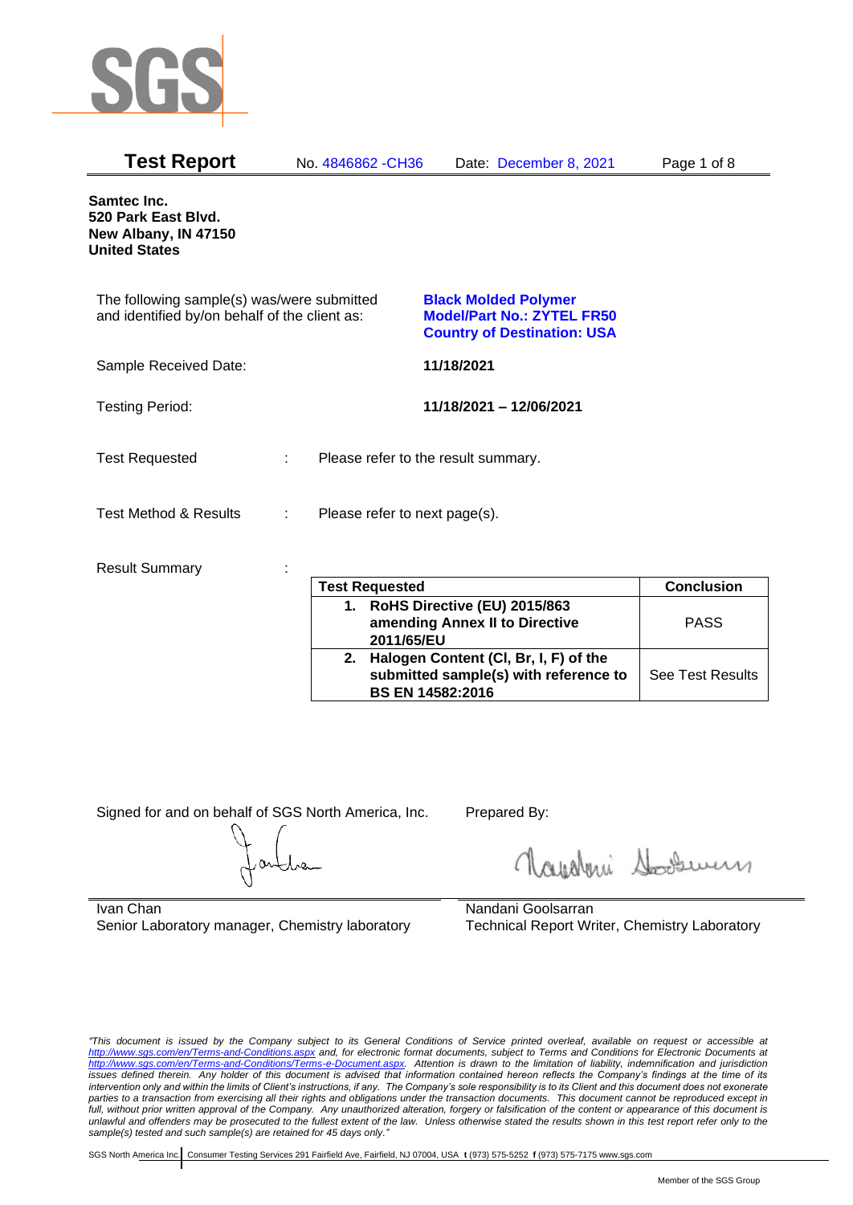SGS

**Test Report** No. 4846862 -CH36 Date: December 8, 2021

**Samtec Inc.**
**520 Park East Blvd.**
**New Albany, IN 47150**
**United States**

The following sample(s) was/were submitted and identified by/on behalf of the client as:

**Black Molded Polymer**
**Model/Part No.: ZYTEL FR50**
**Country of Destination: USA**

Sample Received Date: **11/18/2021**

Testing Period: **11/18/2021 – 12/06/2021**

Test Requested : Please refer to the result summary.

Test Method & Results : Please refer to next page(s).

Result Summary :

| Test Requested | Conclusion |
|---|---|
| **1. RoHS Directive (EU) 2015/863 amending Annex II to Directive 2011/65/EU** | PASS |
| **2. Halogen Content (Cl, Br, I, F) of the submitted sample(s) with reference to BS EN 14582:2016** | See Test Results |

Signed for and on behalf of SGS North America, Inc.

Ivan Chan
Senior Laboratory manager, Chemistry laboratory

Prepared By:

Nandani Goolsarran
Technical Report Writer, Chemistry Laboratory

*"This document is issued by the Company subject to its General Conditions of Service printed overleaf, available on request or accessible at http://www.sgs.com/en/Terms-and-Conditions.aspx and, for electronic format documents, subject to Terms and Conditions for Electronic Documents at http://www.sgs.com/en/Terms-and-Conditions/Terms-e-Document.aspx. Attention is drawn to the limitation of liability, indemnification and jurisdiction issues defined therein. Any holder of this document is advised that information contained hereon reflects the Company's findings at the time of its intervention only and within the limits of Client's instructions, if any. The Company's sole responsibility is to its Client and this document does not exonerate parties to a transaction from exercising all their rights and obligations under the transaction documents. This document cannot be reproduced except in full, without prior written approval of the Company. Any unauthorized alteration, forgery or falsification of the content or appearance of this document is unlawful and offenders may be prosecuted to the fullest extent of the law. Unless otherwise stated the results shown in this test report refer only to the sample(s) tested and such sample(s) are retained for 45 days only."*

SGS North America Inc. | Consumer Testing Services 291 Fairfield Ave, Fairfield, NJ 07004, USA **t** (973) 575-5252 **f** (973) 575-7175 www.sgs.com

Member of the SGS Group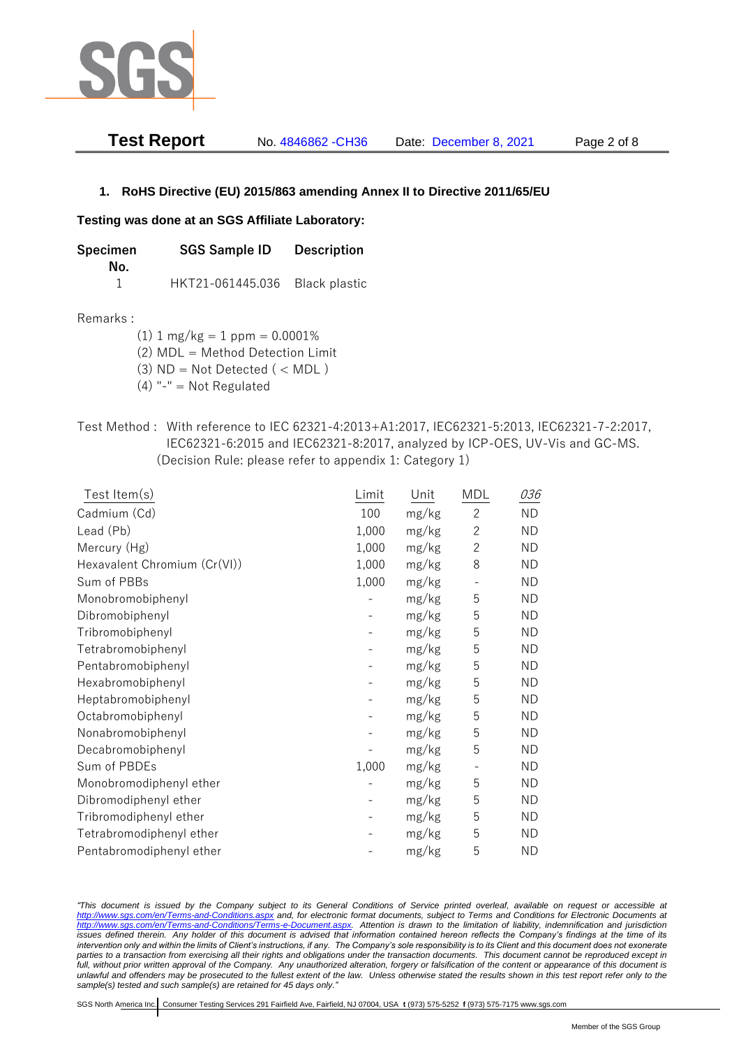## 1. RoHS Directive (EU) 2015/863 amending Annex II to Directive 2011/65/EU

**Testing was done at an SGS Affiliate Laboratory:**

| Specimen No. | SGS Sample ID | Description |
|---|---|---|
| 1 | HKT21-061445.036 | Black plastic |

Remarks :

(1) 1 mg/kg = 1 ppm = 0.0001%
(2) MDL = Method Detection Limit
(3) ND = Not Detected ( < MDL )
(4) "-" = Not Regulated

Test Method : With reference to IEC 62321-4:2013+A1:2017, IEC62321-5:2013, IEC62321-7-2:2017, IEC62321-6:2015 and IEC62321-8:2017, analyzed by ICP-OES, UV-Vis and GC-MS. (Decision Rule: please refer to appendix 1: Category 1)

| Test Item(s) | Limit | Unit | MDL | *036* |
|---|---|---|---|---|
| Cadmium (Cd) | 100 | mg/kg | 2 | ND |
| Lead (Pb) | 1,000 | mg/kg | 2 | ND |
| Mercury (Hg) | 1,000 | mg/kg | 2 | ND |
| Hexavalent Chromium (Cr(VI)) | 1,000 | mg/kg | 8 | ND |
| Sum of PBBs | 1,000 | mg/kg | - | ND |
| Monobromobiphenyl | - | mg/kg | 5 | ND |
| Dibromobiphenyl | - | mg/kg | 5 | ND |
| Tribromobiphenyl | - | mg/kg | 5 | ND |
| Tetrabromobiphenyl | - | mg/kg | 5 | ND |
| Pentabromobiphenyl | - | mg/kg | 5 | ND |
| Hexabromobiphenyl | - | mg/kg | 5 | ND |
| Heptabromobiphenyl | - | mg/kg | 5 | ND |
| Octabromobiphenyl | - | mg/kg | 5 | ND |
| Nonabromobiphenyl | - | mg/kg | 5 | ND |
| Decabromobiphenyl | - | mg/kg | 5 | ND |
| Sum of PBDEs | 1,000 | mg/kg | - | ND |
| Monobromodiphenyl ether | - | mg/kg | 5 | ND |
| Dibromodiphenyl ether | - | mg/kg | 5 | ND |
| Tribromodiphenyl ether | - | mg/kg | 5 | ND |
| Tetrabromodiphenyl ether | - | mg/kg | 5 | ND |
| Pentabromodiphenyl ether | - | mg/kg | 5 | ND |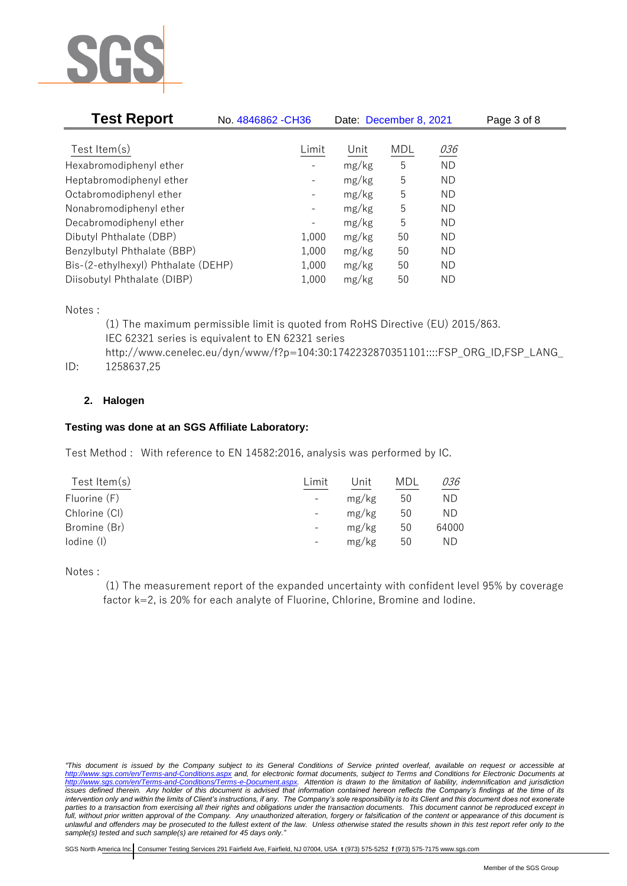| Test Item(s) | Limit | Unit | MDL | *036* |
|---|---|---|---|---|
| Hexabromodiphenyl ether | - | mg/kg | 5 | ND |
| Heptabromodiphenyl ether | - | mg/kg | 5 | ND |
| Octabromodiphenyl ether | - | mg/kg | 5 | ND |
| Nonabromodiphenyl ether | - | mg/kg | 5 | ND |
| Decabromodiphenyl ether | - | mg/kg | 5 | ND |
| Dibutyl Phthalate (DBP) | 1,000 | mg/kg | 50 | ND |
| Benzylbutyl Phthalate (BBP) | 1,000 | mg/kg | 50 | ND |
| Bis-(2-ethylhexyl) Phthalate (DEHP) | 1,000 | mg/kg | 50 | ND |
| Diisobutyl Phthalate (DIBP) | 1,000 | mg/kg | 50 | ND |

Notes :

(1) The maximum permissible limit is quoted from RoHS Directive (EU) 2015/863.
IEC 62321 series is equivalent to EN 62321 series
http://www.cenelec.eu/dyn/www/f?p=104:30:1742232870351101::::FSP_ORG_ID,FSP_LANG_ID: 1258637,25

**2. Halogen**

**Testing was done at an SGS Affiliate Laboratory:**

Test Method : With reference to EN 14582:2016, analysis was performed by IC.

| Test Item(s) | Limit | Unit | MDL | *036* |
|---|---|---|---|---|
| Fluorine (F) | - | mg/kg | 50 | ND |
| Chlorine (Cl) | - | mg/kg | 50 | ND |
| Bromine (Br) | - | mg/kg | 50 | 64000 |
| Iodine (I) | - | mg/kg | 50 | ND |

Notes :

(1) The measurement report of the expanded uncertainty with confident level 95% by coverage factor k=2, is 20% for each analyte of Fluorine, Chlorine, Bromine and Iodine.

*"This document is issued by the Company subject to its General Conditions of Service printed overleaf, available on request or accessible at http://www.sgs.com/en/Terms-and-Conditions.aspx and, for electronic format documents, subject to Terms and Conditions for Electronic Documents at http://www.sgs.com/en/Terms-and-Conditions/Terms-e-Document.aspx. Attention is drawn to the limitation of liability, indemnification and jurisdiction issues defined therein. Any holder of this document is advised that information contained hereon reflects the Company's findings at the time of its intervention only and within the limits of Client's instructions, if any. The Company's sole responsibility is to its Client and this document does not exonerate parties to a transaction from exercising all their rights and obligations under the transaction documents. This document cannot be reproduced except in full, without prior written approval of the Company. Any unauthorized alteration, forgery or falsification of the content or appearance of this document is unlawful and offenders may be prosecuted to the fullest extent of the law. Unless otherwise stated the results shown in this test report refer only to the sample(s) tested and such sample(s) are retained for 45 days only."*

SGS North America Inc. | Consumer Testing Services 291 Fairfield Ave, Fairfield, NJ 07004, USA **t** (973) 575-5252 **f** (973) 575-7175 www.sgs.com

Member of the SGS Group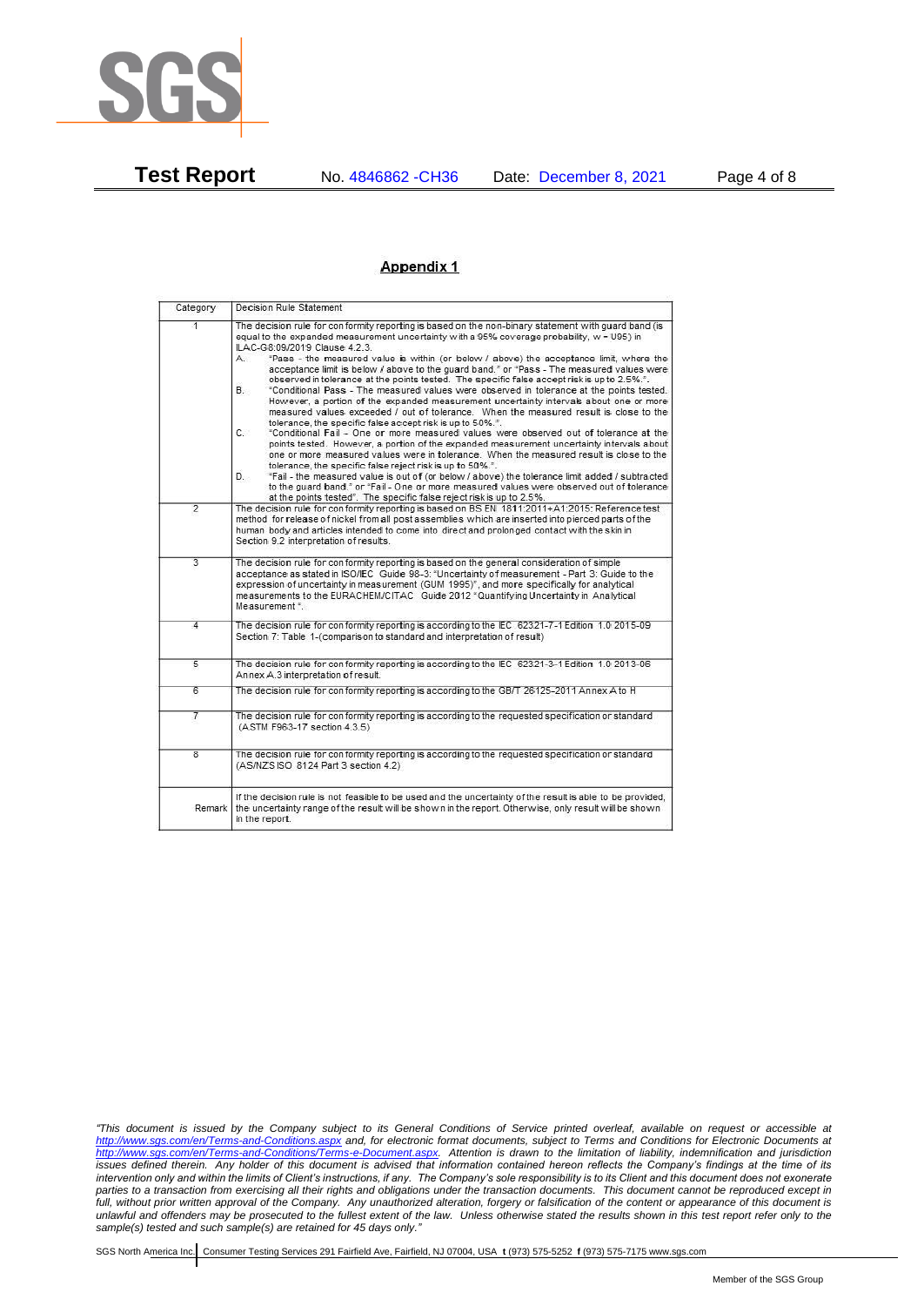## Appendix 1

| Category | Decision Rule Statement |
|---|---|
| 1 | The decision rule for conformity reporting is based on the non-binary statement with guard band (is equal to the expanded measurement uncertainty with a 95% coverage probability, w = U95) in ILAC-G8:09/2019 Clause 4.2.3.<br>A. "Pass - the measured value is within (or below / above) the acceptance limit, where the acceptance limit is below / above to the guard band." or "Pass - The measured values were observed in tolerance at the points tested. The specific false accept risk is up to 2.5%.".<br>B. "Conditional Pass - The measured values were observed in tolerance at the points tested. However, a portion of the expanded measurement uncertainty intervals about one or more measured values exceeded / out of tolerance. When the measured result is close to the tolerance, the specific false accept risk is up to 50%.".<br>C. "Conditional Fail - One or more measured values were observed out of tolerance at the points tested. However, a portion of the expanded measurement uncertainty intervals about one or more measured values were in tolerance. When the measured result is close to the tolerance, the specific false reject risk is up to 50%.".<br>D. "Fail - the measured value is out of (or below / above) the tolerance limit added / subtracted to the guard band." or "Fail - One or more measured values were observed out of tolerance at the points tested". The specific false reject risk is up to 2.5%. |
| 2 | The decision rule for conformity reporting is based on BS EN 1811:2011+A1:2015: Reference test method for release of nickel from all post assemblies which are inserted into pierced parts of the human body and articles intended to come into direct and prolonged contact with the skin in Section 9.2 interpretation of results. |
| 3 | The decision rule for conformity reporting is based on the general consideration of simple acceptance as stated in ISO/IEC Guide 98-3: "Uncertainty of measurement - Part 3: Guide to the expression of uncertainty in measurement (GUM 1995)", and more specifically for analytical measurements to the EURACHEM/CITAC Guide 2012 "Quantifying Uncertainty in Analytical Measurement". |
| 4 | The decision rule for conformity reporting is according to the IEC 62321-7-1 Edition 1.0 2015-09 Section 7: Table 1-(comparison to standard and interpretation of result) |
| 5 | The decision rule for conformity reporting is according to the IEC 62321-3-1 Edition 1.0 2013-06 Annex A.3 interpretation of result. |
| 6 | The decision rule for conformity reporting is according to the GB/T 26125-2011 Annex A to H |
| 7 | The decision rule for conformity reporting is according to the requested specification or standard (ASTM F963-17 section 4.3.5) |
| 8 | The decision rule for conformity reporting is according to the requested specification or standard (AS/NZS ISO 8124 Part 3 section 4.2) |
| Remark | If the decision rule is not feasible to be used and the uncertainty of the result is able to be provided, the uncertainty range of the result will be shown in the report. Otherwise, only result will be shown in the report. |

*"This document is issued by the Company subject to its General Conditions of Service printed overleaf, available on request or accessible at http://www.sgs.com/en/Terms-and-Conditions.aspx and, for electronic format documents, subject to Terms and Conditions for Electronic Documents at http://www.sgs.com/en/Terms-and-Conditions/Terms-e-Document.aspx. Attention is drawn to the limitation of liability, indemnification and jurisdiction issues defined therein. Any holder of this document is advised that information contained hereon reflects the Company's findings at the time of its intervention only and within the limits of Client's instructions, if any. The Company's sole responsibility is to its Client and this document does not exonerate parties to a transaction from exercising all their rights and obligations under the transaction documents. This document cannot be reproduced except in full, without prior written approval of the Company. Any unauthorized alteration, forgery or falsification of the content or appearance of this document is unlawful and offenders may be prosecuted to the fullest extent of the law. Unless otherwise stated the results shown in this test report refer only to the sample(s) tested and such sample(s) are retained for 45 days only."*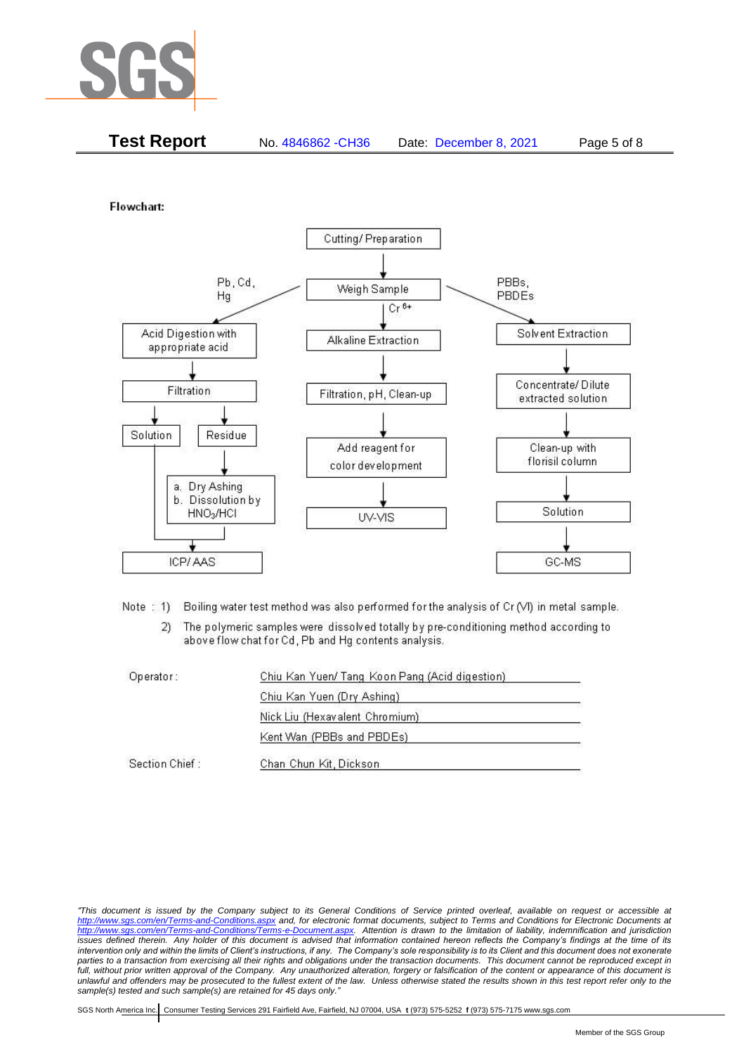**Test Report** No. 4846862 -CH36 Date: December 8, 2021

**Flowchart:**

Cutting/ Preparation

Weigh Sample

Pb, Cd, Hg

Acid Digestion with appropriate acid

Filtration

Solution

Residue

a. Dry Ashing
b. Dissolution by $HNO_3$/HCl

ICP/ AAS

$Cr^{6+}$

Alkaline Extraction

Filtration, pH, Clean-up

Add reagent for color development

UV-VIS

PBBs, PBDEs

Solvent Extraction

Concentrate/ Dilute extracted solution

Clean-up with florisil column

Solution

GC-MS

Note : 1) Boiling water test method was also performed for the analysis of Cr (VI) in metal sample.

2) The polymeric samples were dissolved totally by pre-conditioning method according to above flow chat for Cd, Pb and Hg contents analysis.

| | |
|---|---|
| Operator: | Chiu Kan Yuen/ Tang Koon Pang (Acid digestion) |
| | Chiu Kan Yuen (Dry Ashing) |
| | Nick Liu (Hexavalent Chromium) |
| | Kent Wan (PBBs and PBDEs) |
| Section Chief : | Chan Chun Kit, Dickson |

*"This document is issued by the Company subject to its General Conditions of Service printed overleaf, available on request or accessible at http://www.sgs.com/en/Terms-and-Conditions.aspx and, for electronic format documents, subject to Terms and Conditions for Electronic Documents at http://www.sgs.com/en/Terms-and-Conditions/Terms-e-Document.aspx. Attention is drawn to the limitation of liability, indemnification and jurisdiction issues defined therein. Any holder of this document is advised that information contained hereon reflects the Company's findings at the time of its intervention only and within the limits of Client's instructions, if any. The Company's sole responsibility is to its Client and this document does not exonerate parties to a transaction from exercising all their rights and obligations under the transaction documents. This document cannot be reproduced except in full, without prior written approval of the Company. Any unauthorized alteration, forgery or falsification of the content or appearance of this document is unlawful and offenders may be prosecuted to the fullest extent of the law. Unless otherwise stated the results shown in this test report refer only to the sample(s) tested and such sample(s) are retained for 45 days only."*

SGS North America Inc. | Consumer Testing Services 291 Fairfield Ave, Fairfield, NJ 07004, USA t (973) 575-5252 f (973) 575-7175 www.sgs.com

Member of the SGS Group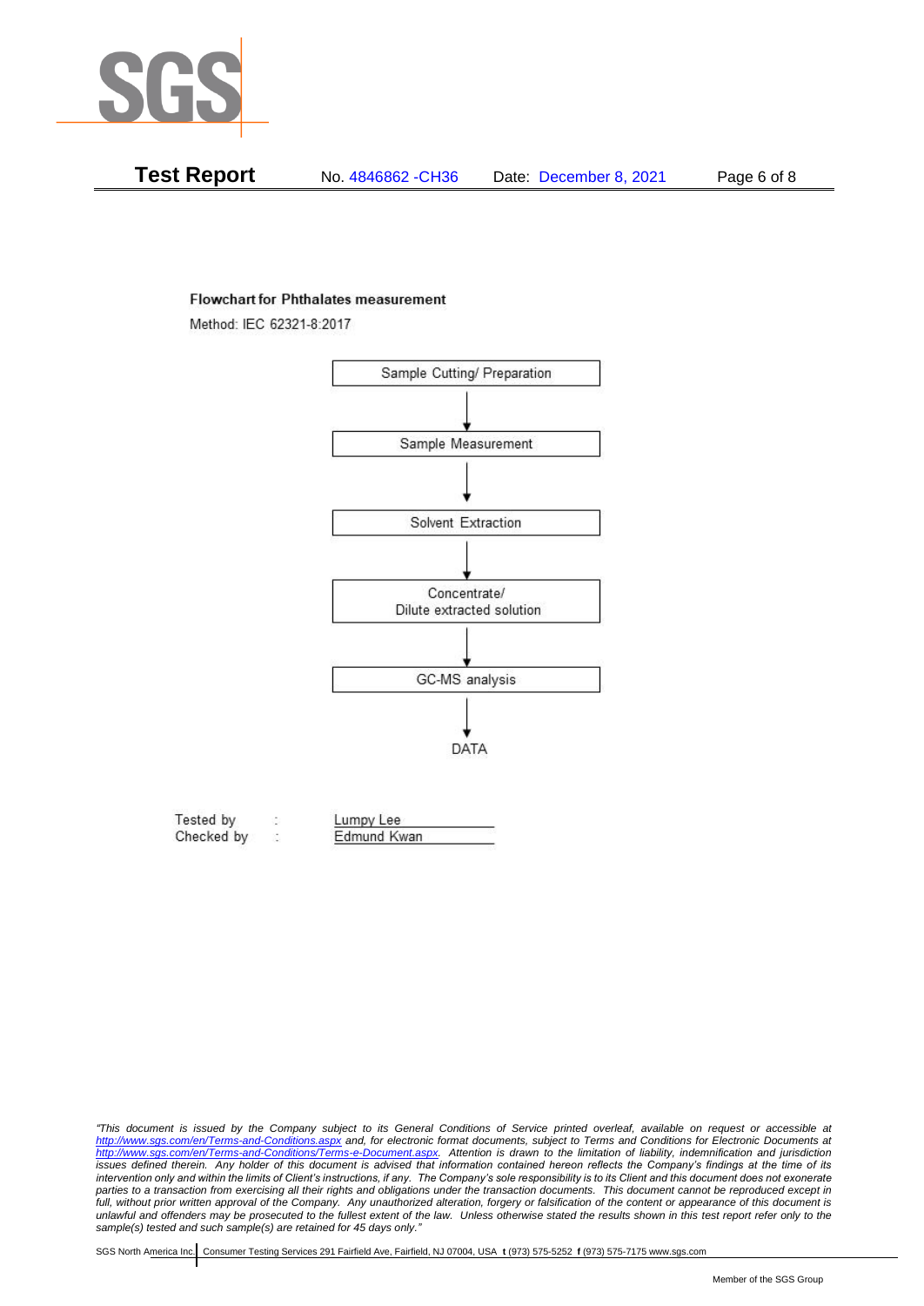**Flowchart for Phthalates measurement**

Method: IEC 62321-8:2017

Sample Cutting/ Preparation

↓

Sample Measurement

↓

Solvent Extraction

↓

Concentrate/
Dilute extracted solution

↓

GC-MS analysis

↓

DATA

Tested by : Lumpy Lee
Checked by : Edmund Kwan

*"This document is issued by the Company subject to its General Conditions of Service printed overleaf, available on request or accessible at http://www.sgs.com/en/Terms-and-Conditions.aspx and, for electronic format documents, subject to Terms and Conditions for Electronic Documents at http://www.sgs.com/en/Terms-and-Conditions/Terms-e-Document.aspx. Attention is drawn to the limitation of liability, indemnification and jurisdiction issues defined therein. Any holder of this document is advised that information contained hereon reflects the Company's findings at the time of its intervention only and within the limits of Client's instructions, if any. The Company's sole responsibility is to its Client and this document does not exonerate parties to a transaction from exercising all their rights and obligations under the transaction documents. This document cannot be reproduced except in full, without prior written approval of the Company. Any unauthorized alteration, forgery or falsification of the content or appearance of this document is unlawful and offenders may be prosecuted to the fullest extent of the law. Unless otherwise stated the results shown in this test report refer only to the sample(s) tested and such sample(s) are retained for 45 days only."*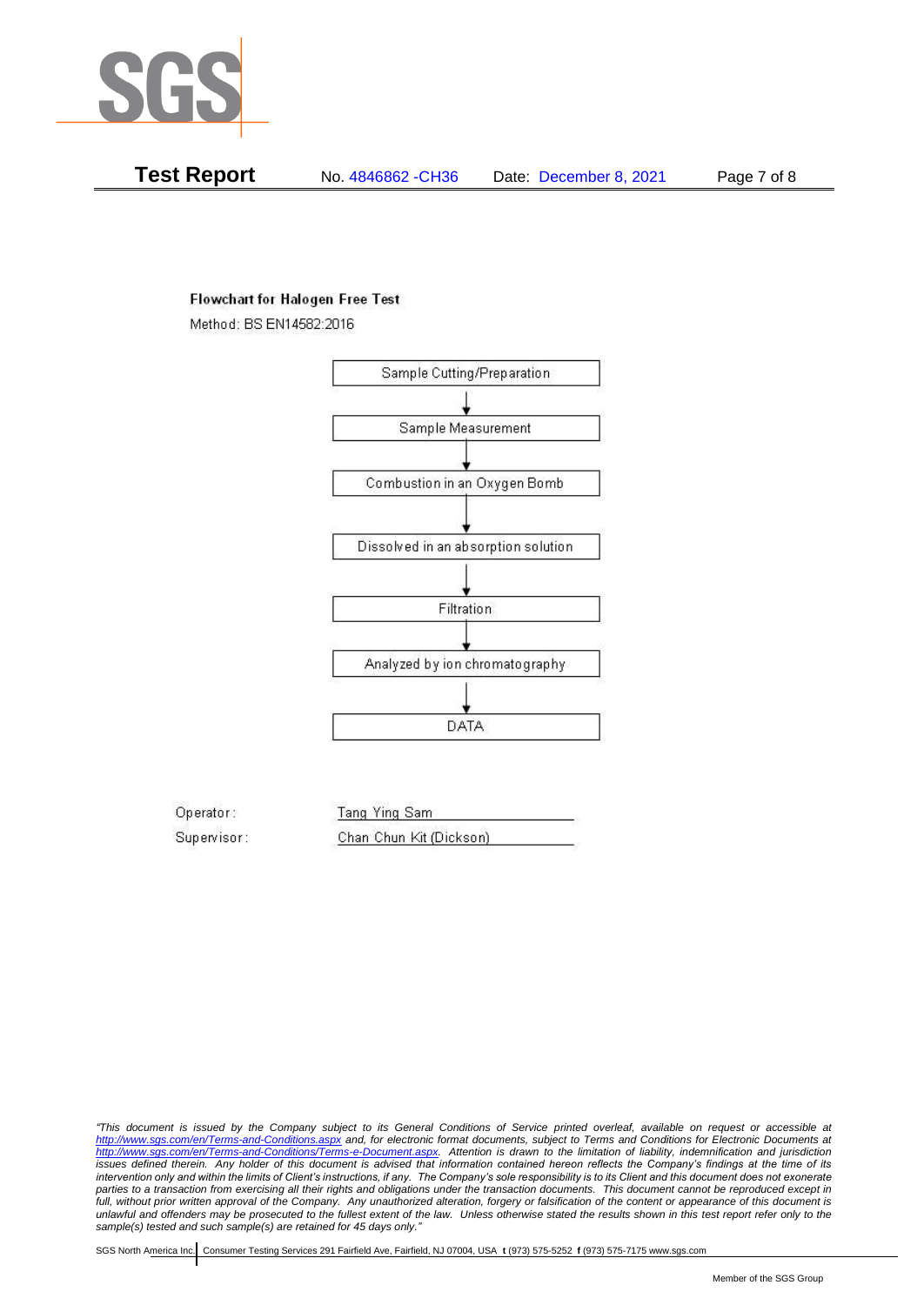**Flowchart for Halogen Free Test**

Method: BS EN14582:2016

Sample Cutting/Preparation

↓

Sample Measurement

↓

Combustion in an Oxygen Bomb

↓

Dissolved in an absorption solution

↓

Filtration

↓

Analyzed by ion chromatography

↓

DATA

Operator: Tang Ying Sam

Supervisor: Chan Chun Kit (Dickson)

*"This document is issued by the Company subject to its General Conditions of Service printed overleaf, available on request or accessible at http://www.sgs.com/en/Terms-and-Conditions.aspx and, for electronic format documents, subject to Terms and Conditions for Electronic Documents at http://www.sgs.com/en/Terms-and-Conditions/Terms-e-Document.aspx. Attention is drawn to the limitation of liability, indemnification and jurisdiction issues defined therein. Any holder of this document is advised that information contained hereon reflects the Company's findings at the time of its intervention only and within the limits of Client's instructions, if any. The Company's sole responsibility is to its Client and this document does not exonerate parties to a transaction from exercising all their rights and obligations under the transaction documents. This document cannot be reproduced except in full, without prior written approval of the Company. Any unauthorized alteration, forgery or falsification of the content or appearance of this document is unlawful and offenders may be prosecuted to the fullest extent of the law. Unless otherwise stated the results shown in this test report refer only to the sample(s) tested and such sample(s) are retained for 45 days only."*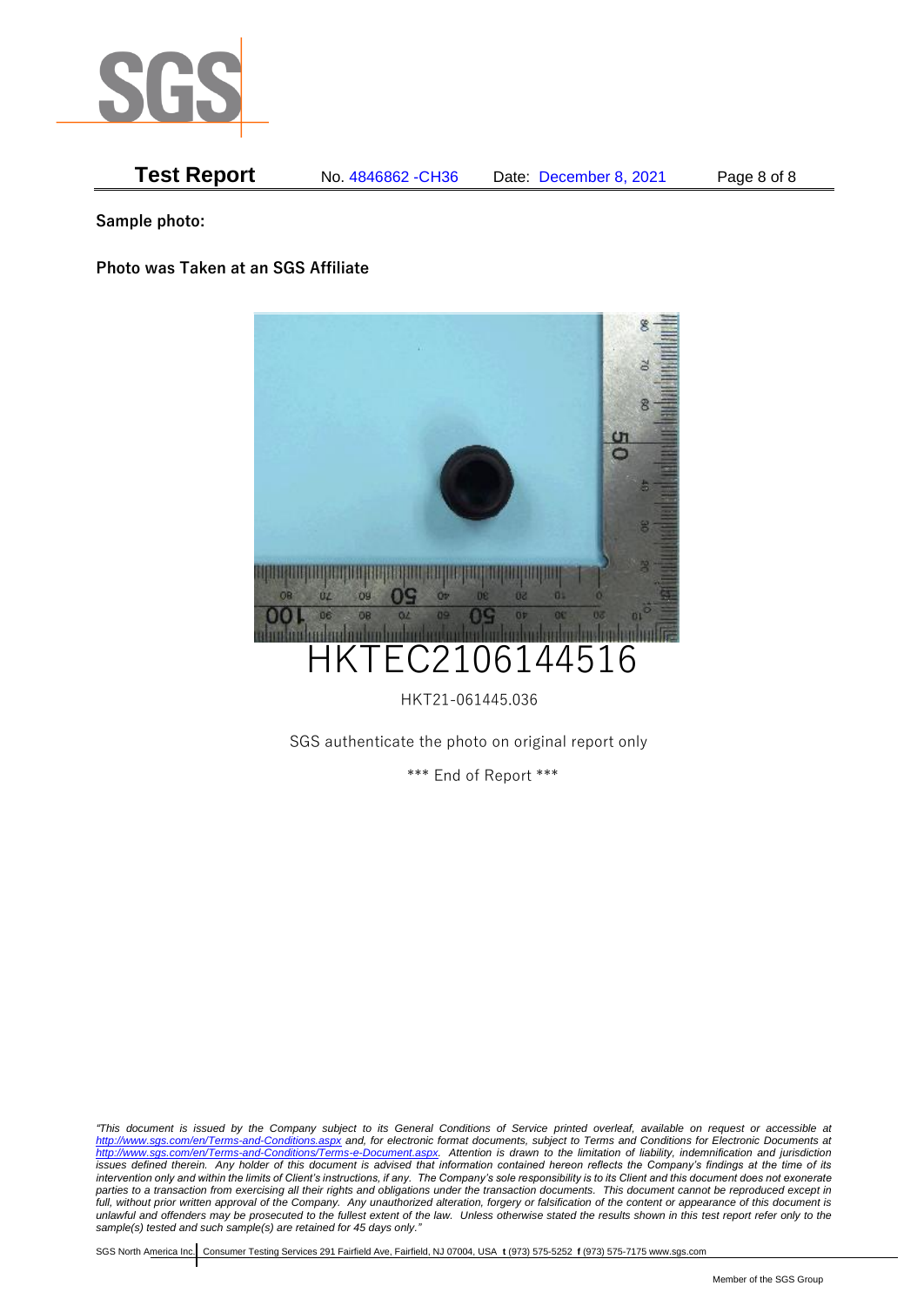**Sample photo:**

**Photo was Taken at an SGS Affiliate**

HKTEC2106144516

HKT21-061445.036

SGS authenticate the photo on original report only

*** End of Report ***

*"This document is issued by the Company subject to its General Conditions of Service printed overleaf, available on request or accessible at http://www.sgs.com/en/Terms-and-Conditions.aspx and, for electronic format documents, subject to Terms and Conditions for Electronic Documents at http://www.sgs.com/en/Terms-and-Conditions/Terms-e-Document.aspx. Attention is drawn to the limitation of liability, indemnification and jurisdiction issues defined therein. Any holder of this document is advised that information contained hereon reflects the Company's findings at the time of its intervention only and within the limits of Client's instructions, if any. The Company's sole responsibility is to its Client and this document does not exonerate parties to a transaction from exercising all their rights and obligations under the transaction documents. This document cannot be reproduced except in full, without prior written approval of the Company. Any unauthorized alteration, forgery or falsification of the content or appearance of this document is unlawful and offenders may be prosecuted to the fullest extent of the law. Unless otherwise stated the results shown in this test report refer only to the sample(s) tested and such sample(s) are retained for 45 days only."*

SGS North America Inc. | Consumer Testing Services 291 Fairfield Ave, Fairfield, NJ 07004, USA **t** (973) 575-5252 **f** (973) 575-7175 www.sgs.com

Member of the SGS Group